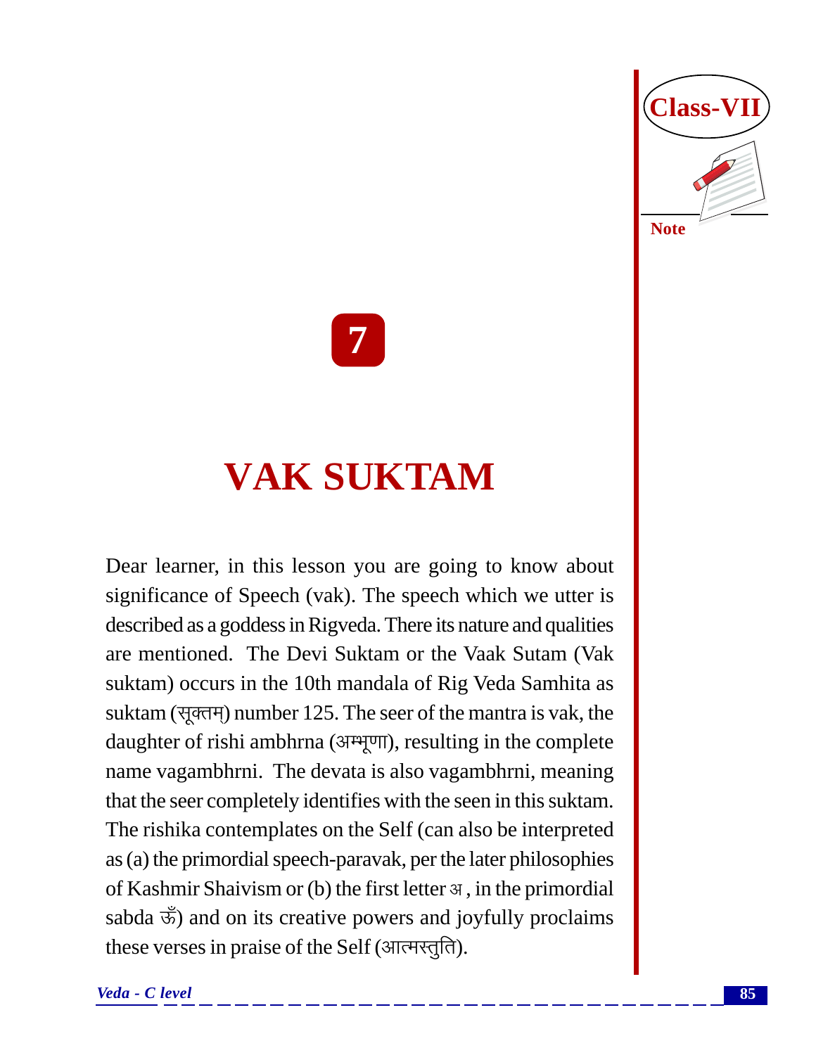# 7

# VAK SUKTAM

Dear learner, in this lesson you are going to know about significance of Speech (vak). The speech which we utter is described as a goddess in Rigveda. There its nature and qualities are mentioned. The Devi Suktam or the Vaak Sutam (Vak suktam) occurs in the 10th mandala of Rig Veda Samhita as suktam (सूक्तम्) number 125. The seer of the mantra is vak, the daughter of rishi ambhrna (अम्भृणा), resulting in the complete name vagambhrni. The devata is also vagambhrni, meaning that the seer completely identifies with the seen in this suktam. The rishika contemplates on the Self (can also be interpreted as (a) the primordial speech-paravak, per the later philosophies of Kashmir Shaivism or (b) the first letter अ, in the primordial sabda ऊँ) and on its creative powers and joyfully proclaims these verses in praise of the Self (आत्मस्तुति).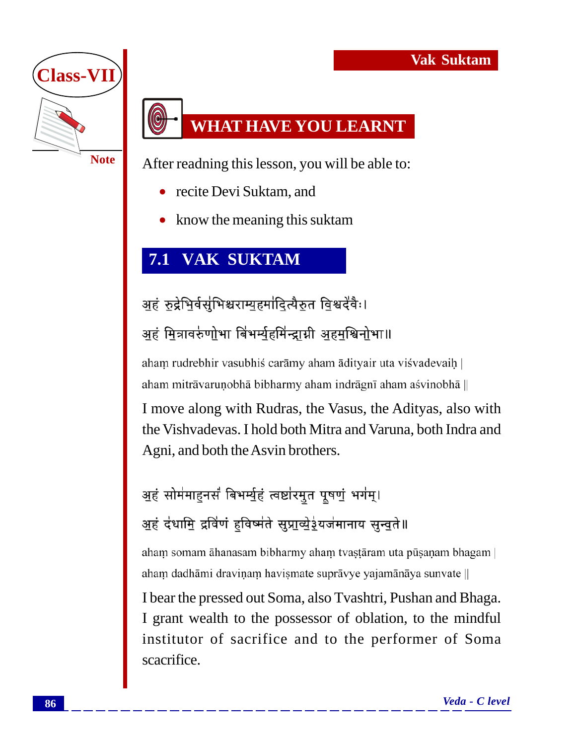## WHAT HAVE YOU LEARNT

After readning this lesson, you will be able to:

- recite Devi Suktam, and
- know the meaning this suktam

## 7.1 VAK SUKTAM

अहं रुद्रेभिर्वसुभिश्चराम्यहमादित्यैरुत विश्वदेवैः।

अहं मित्रावरुणोभा बिभर्म्यहमिन्द्राग्नी अहमश्विनोभा॥

ahaṃ rudrebhir vasubhiś carāmy aham ādityair uta viśvadevaiḥ |

aham mitrāvaruṇobhā bibharmy aham indrāgnī aham aśvinobhā ||

I move along with Rudras, the Vasus, the Adityas, also with the Vishvadevas. I hold both Mitra and Varuna, both Indra and Agni, and both the Asvin brothers.

अहं सोममाहनसं बिभर्म्यहं त्वष्टारमुत पूषणं भगम्।

अहं दधामि द्रविणं हविष्मते सुप्राव्ये यजमानाय सुन्वते॥

ahaṃ somam āhanasam bibharmy ahaṃ tvaṣṭāram uta pūṣaṇam bhagam |

ahaṃ dadhāmi draviṇaṃ haviṣmate suprāvye yajamānāya sunvate ||

I bear the pressed out Soma, also Tvashtri, Pushan and Bhaga. I grant wealth to the possessor of oblation, to the mindful institutor of sacrifice and to the performer of Soma scacrifice.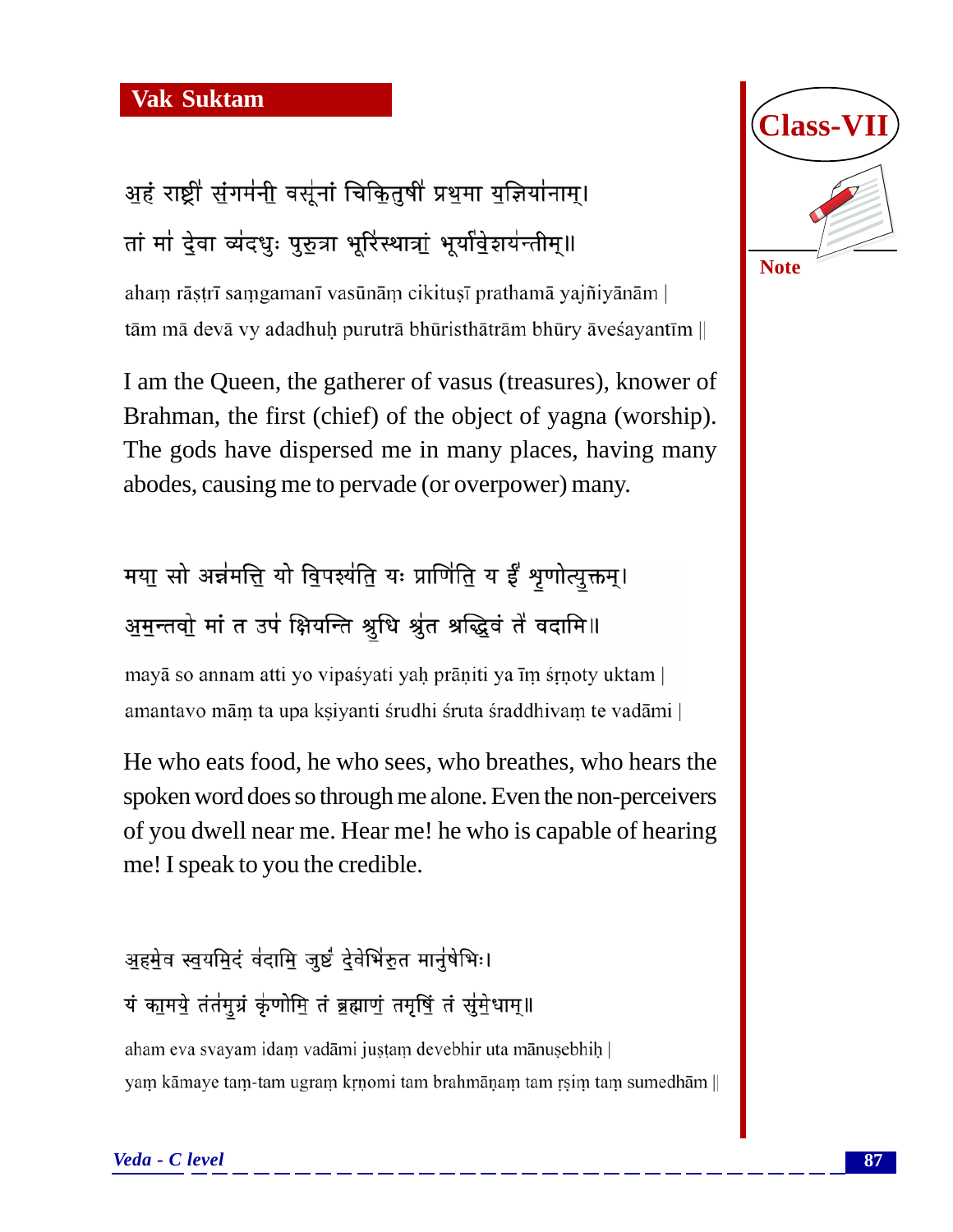## Vak Suktam

अहं राष्ट्री संगमनी वसूनां चिकितुषी प्रथमा यज्ञियानाम्।
तां मा देवा व्यदधुः पुरुत्रा भूरिस्थात्रां भूर्यावेशयन्तीम्॥

ahaṃ rāṣṭrī saṃgamanī vasūnāṃ cikituṣī prathamā yajñiyānām |
tām mā devā vy adadhuḥ purutrā bhūristhātrām bhūry āveśayantīm ||

I am the Queen, the gatherer of vasus (treasures), knower of Brahman, the first (chief) of the object of yagna (worship). The gods have dispersed me in many places, having many abodes, causing me to pervade (or overpower) many.

मया सो अन्नमत्ति यो विपश्यति यः प्राणिति य ईं शृणोत्युक्तम्।
अमन्तवो मां त उप क्षियन्ति श्रुधि श्रुत श्रद्धिवं ते वदामि॥

mayā so annam atti yo vipaśyati yaḥ prāṇiti ya īṃ śṛṇoty uktam |
amantavo māṃ ta upa kṣiyanti śrudhi śruta śraddhivaṃ te vadāmi |

He who eats food, he who sees, who breathes, who hears the spoken word does so through me alone. Even the non-perceivers of you dwell near me. Hear me! he who is capable of hearing me! I speak to you the credible.

अहमेव स्वयमिदं वदामि जुष्टं देवेभिरुत मानुषेभिः।
यं कामये तंतमुग्रं कृणोमि तं ब्रह्माणं तमृषिं तं सुमेधाम्॥

aham eva svayam idaṃ vadāmi juṣṭaṃ devebhir uta mānuṣebhiḥ |
yaṃ kāmaye taṃ-tam ugraṃ kṛṇomi tam brahmāṇaṃ tam ṛṣiṃ taṃ sumedhām ||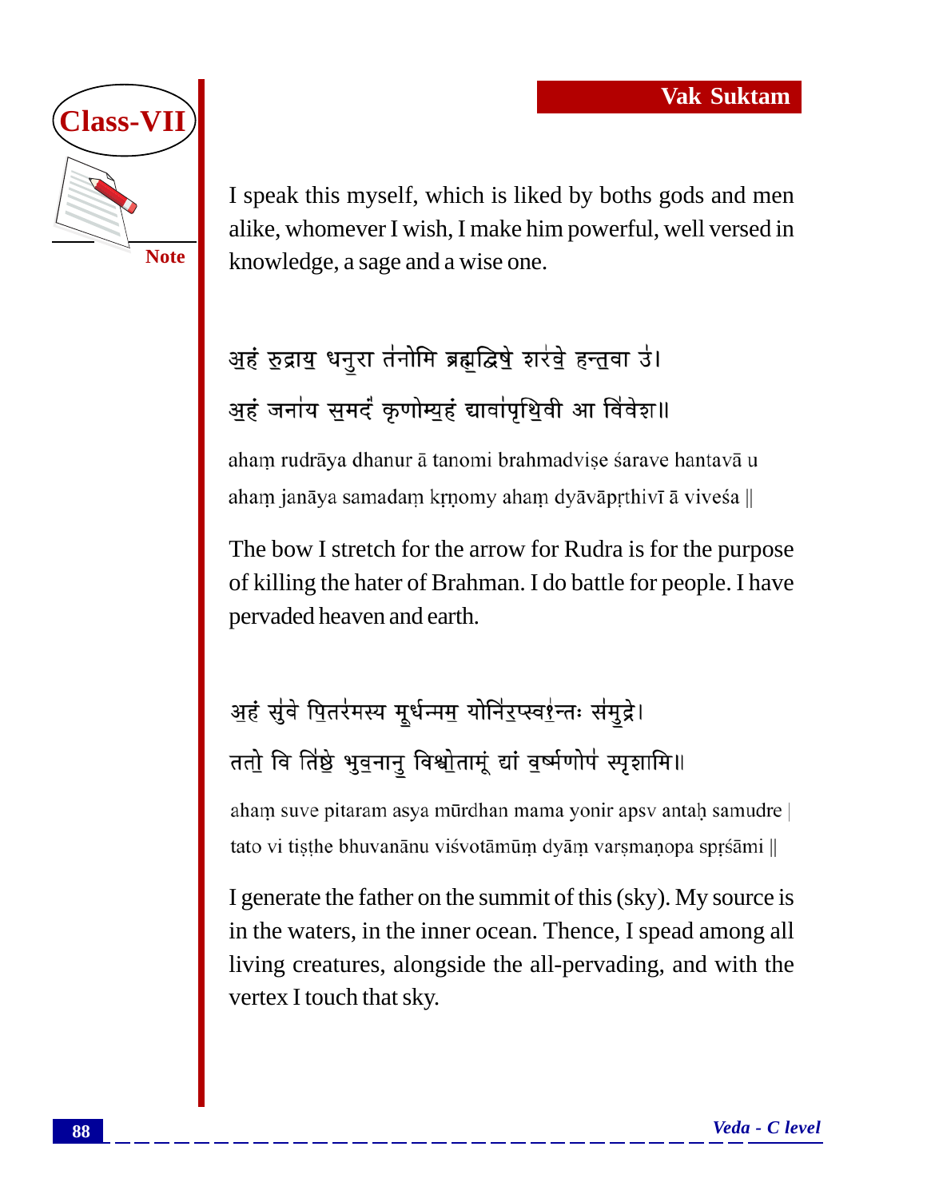I speak this myself, which is liked by boths gods and men alike, whomever I wish, I make him powerful, well versed in knowledge, a sage and a wise one.

अहं रुद्राय धनुरा तंनोमि ब्रह्मद्विषे शरवे हन्तवा उ।
अहं जनाय समदं कृणोम्यहं द्यावापृथिवी आ विवेश॥

ahaṃ rudrāya dhanur ā tanomi brahmadviṣe śarave hantavā u
ahaṃ janāya samadaṃ kṛṇomy ahaṃ dyāvāpṛthivī ā viveśa ||

The bow I stretch for the arrow for Rudra is for the purpose of killing the hater of Brahman. I do battle for people. I have pervaded heaven and earth.

अहं सुवे पितरमस्य मूर्धन्मम योनिरप्स्वन्तः समुद्रे।
ततो वि तिष्ठे भुवनानु विश्वोतामूं द्यां वर्ष्मणोप स्पृशामि॥

ahaṃ suve pitaram asya mūrdhan mama yonir apsv antaḥ samudre |
tato vi tiṣṭhe bhuvanānu viśvotāmūṃ dyāṃ varṣmaṇopa spṛśāmi ||

I generate the father on the summit of this (sky). My source is in the waters, in the inner ocean. Thence, I spead among all living creatures, alongside the all-pervading, and with the vertex I touch that sky.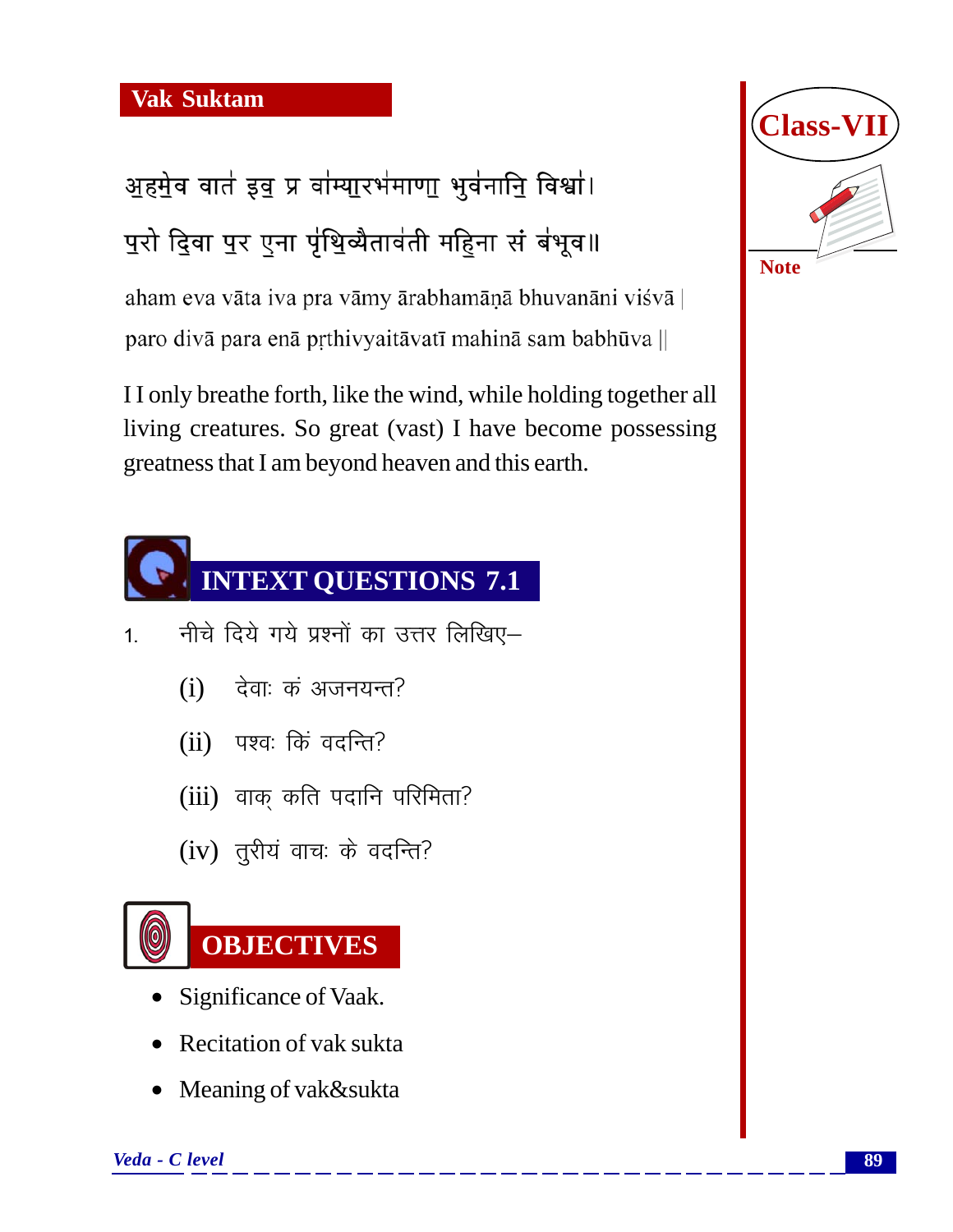## Vak Suktam

अ॒हमे॒व वात॑ इ॒व प्र वा॑म्या॒रभ॑माणा॒ भुव॑नानि॒ विश्वा॑।
प॒रो दि॒वा प॒र ए॒ना पृ॑थि॒व्यैताव॑ती महि॒ना सं ब॑भूव॥

aham eva vāta iva pra vāmy ārabhamāṇā bhuvanāni viśvā |
paro divā para enā pṛthivyaitāvatī mahinā sam babhūva ||

I I only breathe forth, like the wind, while holding together all living creatures. So great (vast) I have become possessing greatness that I am beyond heaven and this earth.

## INTEXT QUESTIONS 7.1

1. नीचे दिये गये प्रश्नों का उत्तर लिखिए–

   (i) देवाः कं अजनयन्त?

   (ii) पश्वः किं वदन्ति?

   (iii) वाक् कति पदानि परिमिता?

   (iv) तुरीयं वाचः के वदन्ति?

## OBJECTIVES

- Significance of Vaak.
- Recitation of vak sukta
- Meaning of vak&sukta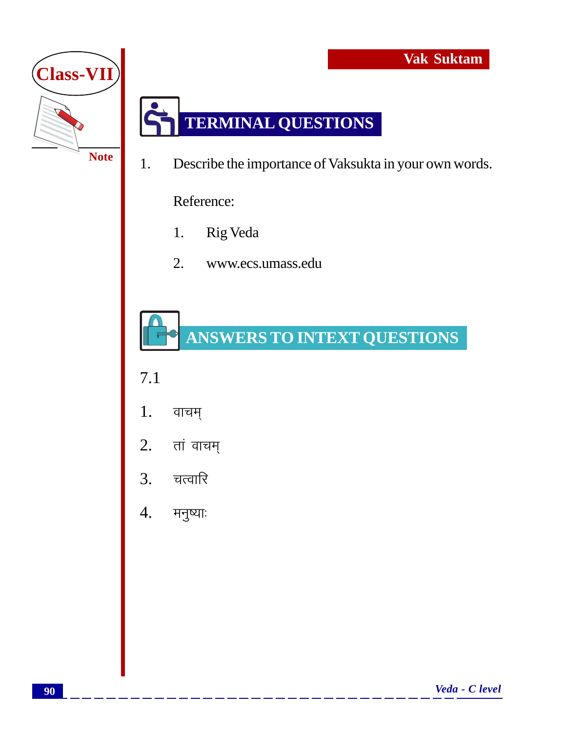## TERMINAL QUESTIONS

1. Describe the importance of Vaksukta in your own words.

Reference:

1. Rig Veda
2. www.ecs.umass.edu

## ANSWERS TO INTEXT QUESTIONS

7.1

1. वाचम्
2. तां वाचम्
3. चत्वारि
4. मनुष्याः